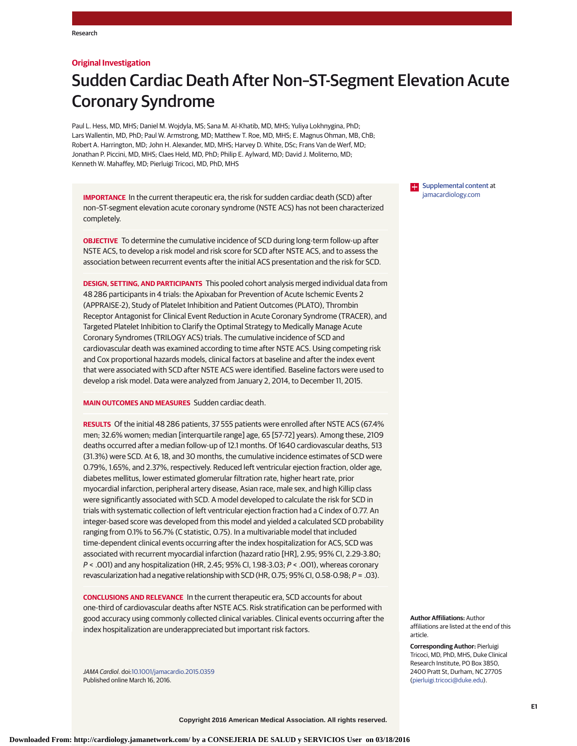Original Investigation

# Sudden Cardiac Death After Non–ST-Segment Elevation Acute Coronary Syndrome

Paul L. Hess, MD, MHS; Daniel M. Wojdyla, MS; Sana M. Al-Khatib, MD, MHS; Yuliya Lokhnygina, PhD; Lars Wallentin, MD, PhD; Paul W. Armstrong, MD; Matthew T. Roe, MD, MHS; E. Magnus Ohman, MB, ChB; Robert A. Harrington, MD; John H. Alexander, MD, MHS; Harvey D. White, DSc; Frans Van de Werf, MD; Jonathan P. Piccini, MD, MHS; Claes Held, MD, PhD; Philip E. Aylward, MD; David J. Moliterno, MD; Kenneth W. Mahaffey, MD; Pierluigi Tricoci, MD, PhD, MHS

Supplemental content at jamacardiology.com

**IMPORTANCE** In the current therapeutic era, the risk for sudden cardiac death (SCD) after non–ST-segment elevation acute coronary syndrome (NSTE ACS) has not been characterized completely.

**OBJECTIVE** To determine the cumulative incidence of SCD during long-term follow-up after NSTE ACS, to develop a risk model and risk score for SCD after NSTE ACS, and to assess the association between recurrent events after the initial ACS presentation and the risk for SCD.

**DESIGN, SETTING, AND PARTICIPANTS** This pooled cohort analysis merged individual data from 48 286 participants in 4 trials: the Apixaban for Prevention of Acute Ischemic Events 2 (APPRAISE-2), Study of Platelet Inhibition and Patient Outcomes (PLATO), Thrombin Receptor Antagonist for Clinical Event Reduction in Acute Coronary Syndrome (TRACER), and Targeted Platelet Inhibition to Clarify the Optimal Strategy to Medically Manage Acute Coronary Syndromes (TRILOGY ACS) trials. The cumulative incidence of SCD and cardiovascular death was examined according to time after NSTE ACS. Using competing risk and Cox proportional hazards models, clinical factors at baseline and after the index event that were associated with SCD after NSTE ACS were identified. Baseline factors were used to develop a risk model. Data were analyzed from January 2, 2014, to December 11, 2015.

**MAIN OUTCOMES AND MEASURES** Sudden cardiac death.

**RESULTS** Of the initial 48 286 patients, 37 555 patients were enrolled after NSTE ACS (67.4% men; 32.6% women; median [interquartile range] age, 65 [57-72] years). Among these, 2109 deaths occurred after a median follow-up of 12.1 months. Of 1640 cardiovascular deaths, 513 (31.3%) were SCD. At 6, 18, and 30 months, the cumulative incidence estimates of SCD were 0.79%, 1.65%, and 2.37%, respectively. Reduced left ventricular ejection fraction, older age, diabetes mellitus, lower estimated glomerular filtration rate, higher heart rate, prior myocardial infarction, peripheral artery disease, Asian race, male sex, and high Killip class were significantly associated with SCD. A model developed to calculate the risk for SCD in trials with systematic collection of left ventricular ejection fraction had a C index of 0.77. An integer-based score was developed from this model and yielded a calculated SCD probability ranging from 0.1% to 56.7% (C statistic, 0.75). In a multivariable model that included time-dependent clinical events occurring after the index hospitalization for ACS, SCD was associated with recurrent myocardial infarction (hazard ratio [HR], 2.95; 95% CI, 2.29-3.80; *P* < .001) and any hospitalization (HR, 2.45; 95% CI, 1.98-3.03; *P* < .001), whereas coronary revascularization had a negative relationship with SCD (HR, 0.75; 95% CI, 0.58-0.98; *P* = .03).

**CONCLUSIONS AND RELEVANCE** In the current therapeutic era, SCD accounts for about one-third of cardiovascular deaths after NSTE ACS. Risk stratification can be performed with good accuracy using commonly collected clinical variables. Clinical events occurring after the index hospitalization are underappreciated but important risk factors.

*JAMA Cardiol.* doi:10.1001/jamacardio.2015.0359
Published online March 16, 2016.

**Author Affiliations:** Author affiliations are listed at the end of this article.

**Corresponding Author:** Pierluigi Tricoci, MD, PhD, MHS, Duke Clinical Research Institute, PO Box 3850, 2400 Pratt St, Durham, NC 27705 (pierluigi.tricoci@duke.edu).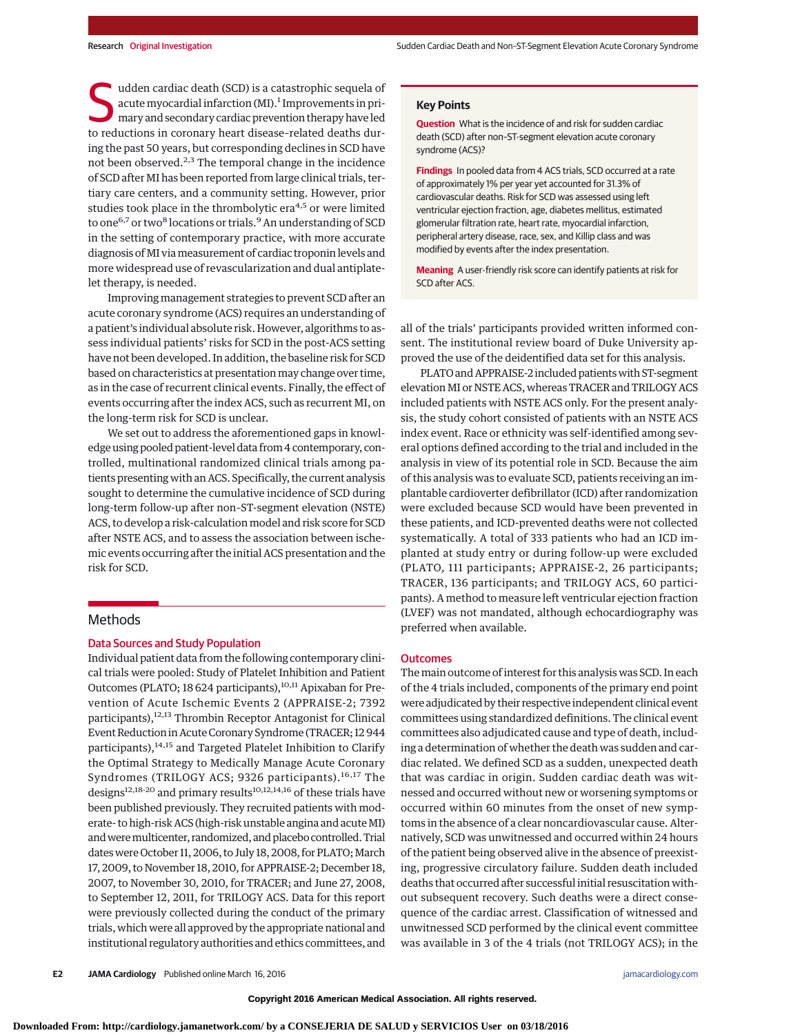Sudden cardiac death (SCD) is a catastrophic sequela of acute myocardial infarction (MI).[1] Improvements in primary and secondary cardiac prevention therapy have led to reductions in coronary heart disease–related deaths during the past 50 years, but corresponding declines in SCD have not been observed.[2,3] The temporal change in the incidence of SCD after MI has been reported from large clinical trials, tertiary care centers, and a community setting. However, prior studies took place in the thrombolytic era[4,5] or were limited to one[6,7] or two[8] locations or trials.[9] An understanding of SCD in the setting of contemporary practice, with more accurate diagnosis of MI via measurement of cardiac troponin levels and more widespread use of revascularization and dual antiplatelet therapy, is needed.

Improving management strategies to prevent SCD after an acute coronary syndrome (ACS) requires an understanding of a patient's individual absolute risk. However, algorithms to assess individual patients' risks for SCD in the post-ACS setting have not been developed. In addition, the baseline risk for SCD based on characteristics at presentation may change over time, as in the case of recurrent clinical events. Finally, the effect of events occurring after the index ACS, such as recurrent MI, on the long-term risk for SCD is unclear.

We set out to address the aforementioned gaps in knowledge using pooled patient-level data from 4 contemporary, controlled, multinational randomized clinical trials among patients presenting with an ACS. Specifically, the current analysis sought to determine the cumulative incidence of SCD during long-term follow-up after non–ST-segment elevation (NSTE) ACS, to develop a risk-calculation model and risk score for SCD after NSTE ACS, and to assess the association between ischemic events occurring after the initial ACS presentation and the risk for SCD.

## Key Points

**Question** What is the incidence of and risk for sudden cardiac death (SCD) after non–ST-segment elevation acute coronary syndrome (ACS)?

**Findings** In pooled data from 4 ACS trials, SCD occurred at a rate of approximately 1% per year yet accounted for 31.3% of cardiovascular deaths. Risk for SCD was assessed using left ventricular ejection fraction, age, diabetes mellitus, estimated glomerular filtration rate, heart rate, myocardial infarction, peripheral artery disease, race, sex, and Killip class and was modified by events after the index presentation.

**Meaning** A user-friendly risk score can identify patients at risk for SCD after ACS.

## Methods

### Data Sources and Study Population

Individual patient data from the following contemporary clinical trials were pooled: Study of Platelet Inhibition and Patient Outcomes (PLATO; 18 624 participants),[10,11] Apixaban for Prevention of Acute Ischemic Events 2 (APPRAISE-2; 7392 participants),[12,13] Thrombin Receptor Antagonist for Clinical Event Reduction in Acute Coronary Syndrome (TRACER; 12 944 participants),[14,15] and Targeted Platelet Inhibition to Clarify the Optimal Strategy to Medically Manage Acute Coronary Syndromes (TRILOGY ACS; 9326 participants).[16,17] The designs[12,18-20] and primary results[10,12,14,16] of these trials have been published previously. They recruited patients with moderate- to high-risk ACS (high-risk unstable angina and acute MI) and were multicenter, randomized, and placebo controlled. Trial dates were October 11, 2006, to July 18, 2008, for PLATO; March 17, 2009, to November 18, 2010, for APPRAISE-2; December 18, 2007, to November 30, 2010, for TRACER; and June 27, 2008, to September 12, 2011, for TRILOGY ACS. Data for this report were previously collected during the conduct of the primary trials, which were all approved by the appropriate national and institutional regulatory authorities and ethics committees, and all of the trials' participants provided written informed consent. The institutional review board of Duke University approved the use of the deidentified data set for this analysis.

PLATO and APPRAISE-2 included patients with ST-segment elevation MI or NSTE ACS, whereas TRACER and TRILOGY ACS included patients with NSTE ACS only. For the present analysis, the study cohort consisted of patients with an NSTE ACS index event. Race or ethnicity was self-identified among several options defined according to the trial and included in the analysis in view of its potential role in SCD. Because the aim of this analysis was to evaluate SCD, patients receiving an implantable cardioverter defibrillator (ICD) after randomization were excluded because SCD would have been prevented in these patients, and ICD-prevented deaths were not collected systematically. A total of 333 patients who had an ICD implanted at study entry or during follow-up were excluded (PLATO, 111 participants; APPRAISE-2, 26 participants; TRACER, 136 participants; and TRILOGY ACS, 60 participants). A method to measure left ventricular ejection fraction (LVEF) was not mandated, although echocardiography was preferred when available.

### Outcomes

The main outcome of interest for this analysis was SCD. In each of the 4 trials included, components of the primary end point were adjudicated by their respective independent clinical event committees using standardized definitions. The clinical event committees also adjudicated cause and type of death, including a determination of whether the death was sudden and cardiac related. We defined SCD as a sudden, unexpected death that was cardiac in origin. Sudden cardiac death was witnessed and occurred without new or worsening symptoms or occurred within 60 minutes from the onset of new symptoms in the absence of a clear noncardiovascular cause. Alternatively, SCD was unwitnessed and occurred within 24 hours of the patient being observed alive in the absence of preexisting, progressive circulatory failure. Sudden death included deaths that occurred after successful initial resuscitation without subsequent recovery. Such deaths were a direct consequence of the cardiac arrest. Classification of witnessed and unwitnessed SCD performed by the clinical event committee was available in 3 of the 4 trials (not TRILOGY ACS); in the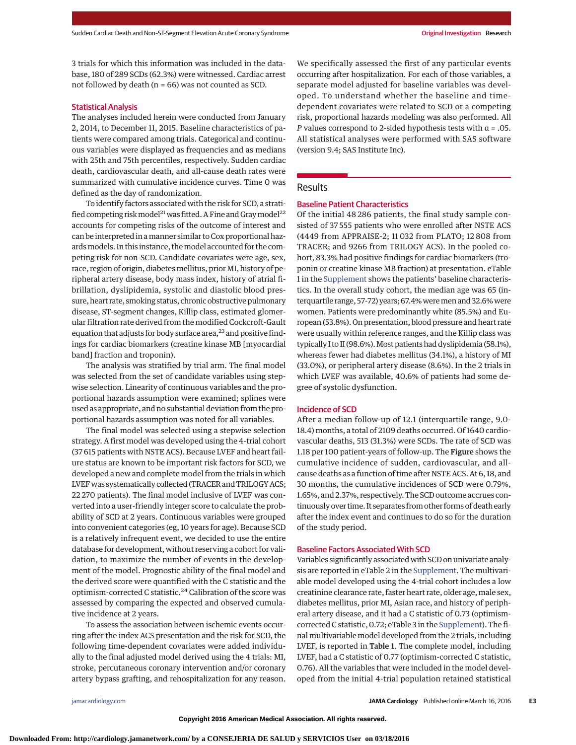3 trials for which this information was included in the database, 180 of 289 SCDs (62.3%) were witnessed. Cardiac arrest not followed by death (n = 66) was not counted as SCD.

## Statistical Analysis

The analyses included herein were conducted from January 2, 2014, to December 11, 2015. Baseline characteristics of patients were compared among trials. Categorical and continuous variables were displayed as frequencies and as medians with 25th and 75th percentiles, respectively. Sudden cardiac death, cardiovascular death, and all-cause death rates were summarized with cumulative incidence curves. Time 0 was defined as the day of randomization.

To identify factors associated with the risk for SCD, a stratified competing risk model[21] was fitted. A Fine and Gray model[22] accounts for competing risks of the outcome of interest and can be interpreted in a manner similar to Cox proportional hazards models. In this instance, the model accounted for the competing risk for non-SCD. Candidate covariates were age, sex, race, region of origin, diabetes mellitus, prior MI, history of peripheral artery disease, body mass index, history of atrial fibrillation, dyslipidemia, systolic and diastolic blood pressure, heart rate, smoking status, chronic obstructive pulmonary disease, ST-segment changes, Killip class, estimated glomerular filtration rate derived from the modified Cockcroft-Gault equation that adjusts for body surface area,[23] and positive findings for cardiac biomarkers (creatine kinase MB [myocardial band] fraction and troponin).

The analysis was stratified by trial arm. The final model was selected from the set of candidate variables using stepwise selection. Linearity of continuous variables and the proportional hazards assumption were examined; splines were used as appropriate, and no substantial deviation from the proportional hazards assumption was noted for all variables.

The final model was selected using a stepwise selection strategy. A first model was developed using the 4-trial cohort (37 615 patients with NSTE ACS). Because LVEF and heart failure status are known to be important risk factors for SCD, we developed a new and complete model from the trials in which LVEF was systematically collected (TRACER and TRILOGY ACS; 22 270 patients). The final model inclusive of LVEF was converted into a user-friendly integer score to calculate the probability of SCD at 2 years. Continuous variables were grouped into convenient categories (eg, 10 years for age). Because SCD is a relatively infrequent event, we decided to use the entire database for development, without reserving a cohort for validation, to maximize the number of events in the development of the model. Prognostic ability of the final model and the derived score were quantified with the C statistic and the optimism-corrected C statistic.[24] Calibration of the score was assessed by comparing the expected and observed cumulative incidence at 2 years.

To assess the association between ischemic events occurring after the index ACS presentation and the risk for SCD, the following time-dependent covariates were added individually to the final adjusted model derived using the 4 trials: MI, stroke, percutaneous coronary intervention and/or coronary artery bypass grafting, and rehospitalization for any reason. We specifically assessed the first of any particular events occurring after hospitalization. For each of those variables, a separate model adjusted for baseline variables was developed. To understand whether the baseline and time-dependent covariates were related to SCD or a competing risk, proportional hazards modeling was also performed. All *P* values correspond to 2-sided hypothesis tests with $\alpha = .05$. All statistical analyses were performed with SAS software (version 9.4; SAS Institute Inc).

# Results

## Baseline Patient Characteristics

Of the initial 48 286 patients, the final study sample consisted of 37 555 patients who were enrolled after NSTE ACS (4449 from APPRAISE-2; 11 032 from PLATO; 12 808 from TRACER; and 9266 from TRILOGY ACS). In the pooled cohort, 83.3% had positive findings for cardiac biomarkers (troponin or creatine kinase MB fraction) at presentation. eTable 1 in the Supplement shows the patients' baseline characteristics. In the overall study cohort, the median age was 65 (interquartile range, 57-72) years; 67.4% were men and 32.6% were women. Patients were predominantly white (85.5%) and European (53.8%). On presentation, blood pressure and heart rate were usually within reference ranges, and the Killip class was typically I to II (98.6%). Most patients had dyslipidemia (58.1%), whereas fewer had diabetes mellitus (34.1%), a history of MI (33.0%), or peripheral artery disease (8.6%). In the 2 trials in which LVEF was available, 40.6% of patients had some degree of systolic dysfunction.

## Incidence of SCD

After a median follow-up of 12.1 (interquartile range, 9.0-18.4) months, a total of 2109 deaths occurred. Of 1640 cardiovascular deaths, 513 (31.3%) were SCDs. The rate of SCD was 1.18 per 100 patient-years of follow-up. The **Figure** shows the cumulative incidence of sudden, cardiovascular, and all-cause deaths as a function of time after NSTE ACS. At 6, 18, and 30 months, the cumulative incidences of SCD were 0.79%, 1.65%, and 2.37%, respectively. The SCD outcome accrues continuously over time. It separates from other forms of death early after the index event and continues to do so for the duration of the study period.

## Baseline Factors Associated With SCD

Variables significantly associated with SCD on univariate analysis are reported in eTable 2 in the Supplement. The multivariable model developed using the 4-trial cohort includes a low creatinine clearance rate, faster heart rate, older age, male sex, diabetes mellitus, prior MI, Asian race, and history of peripheral artery disease, and it had a C statistic of 0.73 (optimism-corrected C statistic, 0.72; eTable 3 in the Supplement). The final multivariable model developed from the 2 trials, including LVEF, is reported in **Table 1**. The complete model, including LVEF, had a C statistic of 0.77 (optimism-corrected C statistic, 0.76). All the variables that were included in the model developed from the initial 4-trial population retained statistical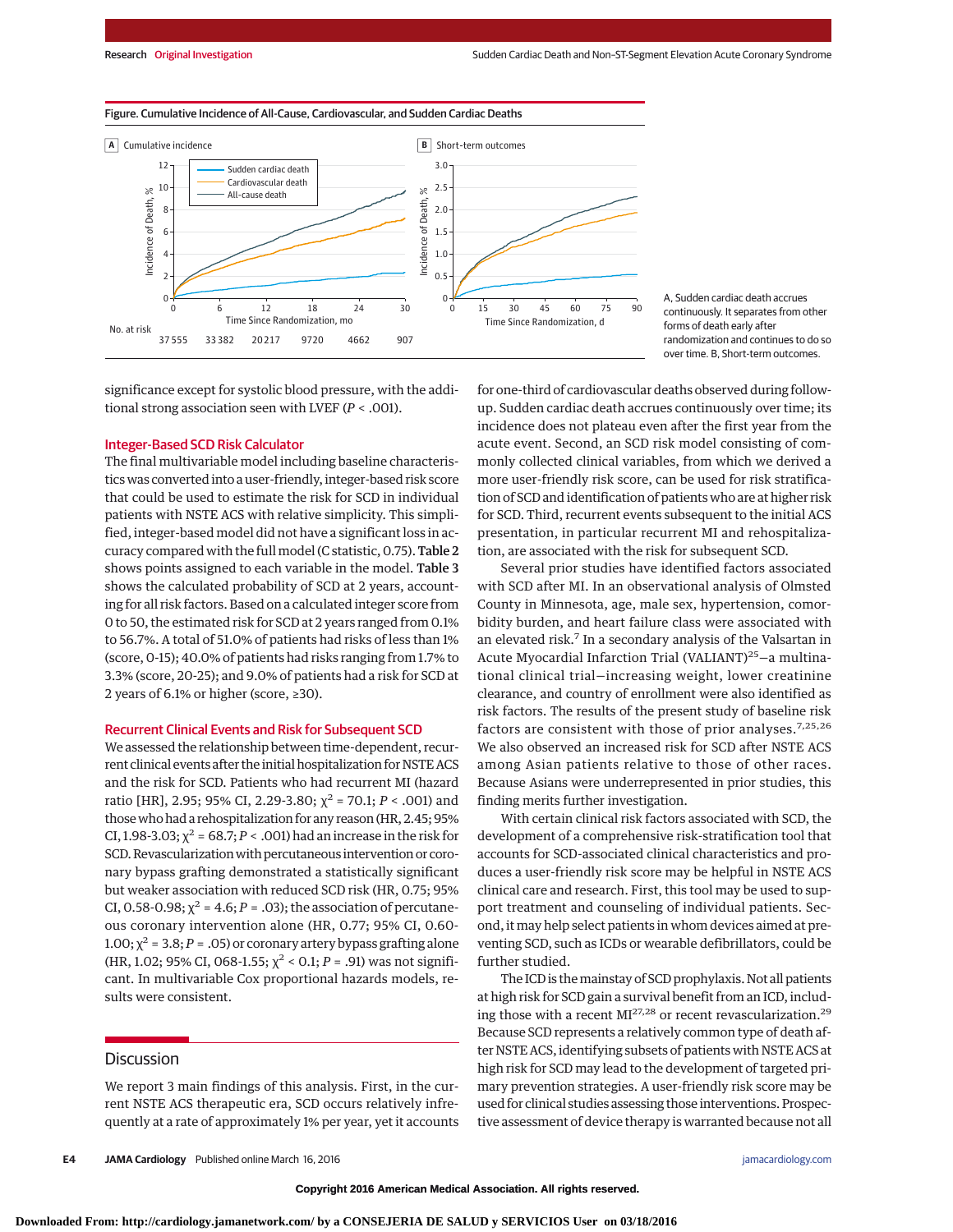Figure. Cumulative Incidence of All-Cause, Cardiovascular, and Sudden Cardiac Deaths

A Cumulative incidence

Sudden cardiac death
Cardiovascular death
All-cause death

Incidence of Death, %

12
10
8
6
4
2
0

0 6 12 18 24 30

Time Since Randomization, mo

No. at risk
37 555 33 382 20 217 9720 4662 907

B Short-term outcomes

Incidence of Death, %

3.0
2.5
2.0
1.5
1.0
0.5
0

0 15 30 45 60 75 90

Time Since Randomization, d

A, Sudden cardiac death accrues continuously. It separates from other forms of death early after randomization and continues to do so over time. B, Short-term outcomes.

significance except for systolic blood pressure, with the additional strong association seen with LVEF ($P < .001$).

### Integer-Based SCD Risk Calculator

The final multivariable model including baseline characteristics was converted into a user-friendly, integer-based risk score that could be used to estimate the risk for SCD in individual patients with NSTE ACS with relative simplicity. This simplified, integer-based model did not have a significant loss in accuracy compared with the full model (C statistic, 0.75). **Table 2** shows points assigned to each variable in the model. **Table 3** shows the calculated probability of SCD at 2 years, accounting for all risk factors. Based on a calculated integer score from 0 to 50, the estimated risk for SCD at 2 years ranged from 0.1% to 56.7%. A total of 51.0% of patients had risks of less than 1% (score, 0-15); 40.0% of patients had risks ranging from 1.7% to 3.3% (score, 20-25); and 9.0% of patients had a risk for SCD at 2 years of 6.1% or higher (score, ≥30).

### Recurrent Clinical Events and Risk for Subsequent SCD

We assessed the relationship between time-dependent, recurrent clinical events after the initial hospitalization for NSTE ACS and the risk for SCD. Patients who had recurrent MI (hazard ratio [HR], 2.95; 95% CI, 2.29-3.80; $\chi^2 = 70.1$; $P < .001$) and those who had a rehospitalization for any reason (HR, 2.45; 95% CI, 1.98-3.03; $\chi^2 = 68.7$; $P < .001$) had an increase in the risk for SCD. Revascularization with percutaneous intervention or coronary bypass grafting demonstrated a statistically significant but weaker association with reduced SCD risk (HR, 0.75; 95% CI, 0.58-0.98; $\chi^2 = 4.6$; $P = .03$); the association of percutaneous coronary intervention alone (HR, 0.77; 95% CI, 0.60-1.00; $\chi^2 = 3.8$; $P = .05$) or coronary artery bypass grafting alone (HR, 1.02; 95% CI, 068-1.55; $\chi^2 < 0.1$; $P = .91$) was not significant. In multivariable Cox proportional hazards models, results were consistent.

## Discussion

We report 3 main findings of this analysis. First, in the current NSTE ACS therapeutic era, SCD occurs relatively infrequently at a rate of approximately 1% per year, yet it accounts for one-third of cardiovascular deaths observed during follow-up. Sudden cardiac death accrues continuously over time; its incidence does not plateau even after the first year from the acute event. Second, an SCD risk model consisting of commonly collected clinical variables, from which we derived a more user-friendly risk score, can be used for risk stratification of SCD and identification of patients who are at higher risk for SCD. Third, recurrent events subsequent to the initial ACS presentation, in particular recurrent MI and rehospitalization, are associated with the risk for subsequent SCD.

Several prior studies have identified factors associated with SCD after MI. In an observational analysis of Olmsted County in Minnesota, age, male sex, hypertension, comorbidity burden, and heart failure class were associated with an elevated risk.[7] In a secondary analysis of the Valsartan in Acute Myocardial Infarction Trial (VALIANT)[25]—a multinational clinical trial—increasing weight, lower creatinine clearance, and country of enrollment were also identified as risk factors. The results of the present study of baseline risk factors are consistent with those of prior analyses.[7,25,26] We also observed an increased risk for SCD after NSTE ACS among Asian patients relative to those of other races. Because Asians were underrepresented in prior studies, this finding merits further investigation.

With certain clinical risk factors associated with SCD, the development of a comprehensive risk-stratification tool that accounts for SCD-associated clinical characteristics and produces a user-friendly risk score may be helpful in NSTE ACS clinical care and research. First, this tool may be used to support treatment and counseling of individual patients. Second, it may help select patients in whom devices aimed at preventing SCD, such as ICDs or wearable defibrillators, could be further studied.

The ICD is the mainstay of SCD prophylaxis. Not all patients at high risk for SCD gain a survival benefit from an ICD, including those with a recent MI[27,28] or recent revascularization.[29] Because SCD represents a relatively common type of death after NSTE ACS, identifying subsets of patients with NSTE ACS at high risk for SCD may lead to the development of targeted primary prevention strategies. A user-friendly risk score may be used for clinical studies assessing those interventions. Prospective assessment of device therapy is warranted because not all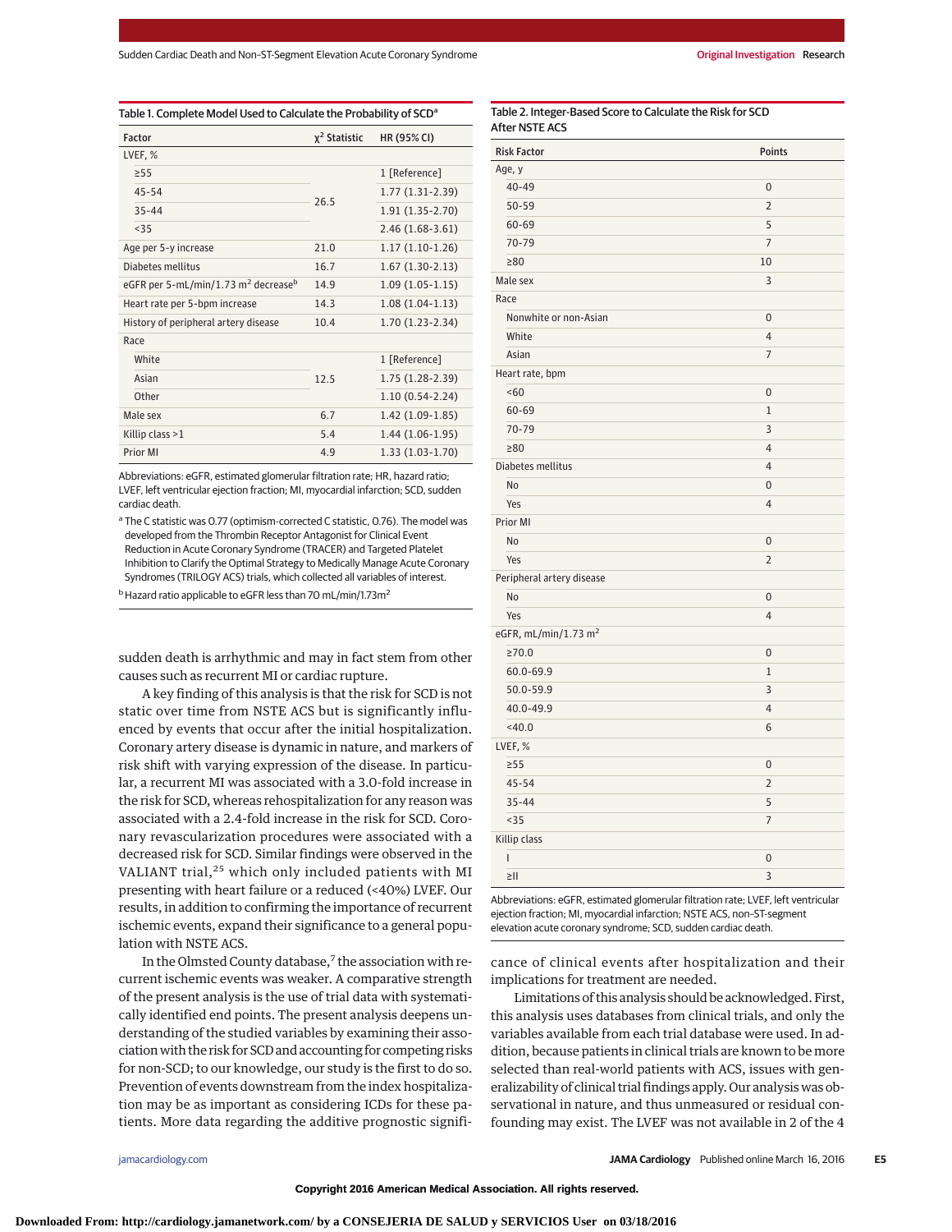Table 1. Complete Model Used to Calculate the Probability of SCD[a]

| Factor | $\chi^2$ Statistic | HR (95% CI) |
|---|---|---|
| LVEF, % | | |
| ≥55 | 26.5 | 1 [Reference] |
| 45-54 | | 1.77 (1.31-2.39) |
| 35-44 | | 1.91 (1.35-2.70) |
| <35 | | 2.46 (1.68-3.61) |
| Age per 5-y increase | 21.0 | 1.17 (1.10-1.26) |
| Diabetes mellitus | 16.7 | 1.67 (1.30-2.13) |
| eGFR per 5-mL/min/1.73 m$^2$ decrease[b] | 14.9 | 1.09 (1.05-1.15) |
| Heart rate per 5-bpm increase | 14.3 | 1.08 (1.04-1.13) |
| History of peripheral artery disease | 10.4 | 1.70 (1.23-2.34) |
| Race | | |
| White | 12.5 | 1 [Reference] |
| Asian | | 1.75 (1.28-2.39) |
| Other | | 1.10 (0.54-2.24) |
| Male sex | 6.7 | 1.42 (1.09-1.85) |
| Killip class >1 | 5.4 | 1.44 (1.06-1.95) |
| Prior MI | 4.9 | 1.33 (1.03-1.70) |

Abbreviations: eGFR, estimated glomerular filtration rate; HR, hazard ratio; LVEF, left ventricular ejection fraction; MI, myocardial infarction; SCD, sudden cardiac death.

[a] The C statistic was 0.77 (optimism-corrected C statistic, 0.76). The model was developed from the Thrombin Receptor Antagonist for Clinical Event Reduction in Acute Coronary Syndrome (TRACER) and Targeted Platelet Inhibition to Clarify the Optimal Strategy to Medically Manage Acute Coronary Syndromes (TRILOGY ACS) trials, which collected all variables of interest.

[b] Hazard ratio applicable to eGFR less than 70 mL/min/1.73m$^2$

Table 2. Integer-Based Score to Calculate the Risk for SCD After NSTE ACS

| Risk Factor | Points |
|---|---|
| Age, y | |
| 40-49 | 0 |
| 50-59 | 2 |
| 60-69 | 5 |
| 70-79 | 7 |
| ≥80 | 10 |
| Male sex | 3 |
| Race | |
| Nonwhite or non-Asian | 0 |
| White | 4 |
| Asian | 7 |
| Heart rate, bpm | |
| <60 | 0 |
| 60-69 | 1 |
| 70-79 | 3 |
| ≥80 | 4 |
| Diabetes mellitus | 4 |
| No | 0 |
| Yes | 4 |
| Prior MI | |
| No | 0 |
| Yes | 2 |
| Peripheral artery disease | |
| No | 0 |
| Yes | 4 |
| eGFR, mL/min/1.73 m$^2$ | |
| ≥70.0 | 0 |
| 60.0-69.9 | 1 |
| 50.0-59.9 | 3 |
| 40.0-49.9 | 4 |
| <40.0 | 6 |
| LVEF, % | |
| ≥55 | 0 |
| 45-54 | 2 |
| 35-44 | 5 |
| <35 | 7 |
| Killip class | |
| I | 0 |
| ≥II | 3 |

Abbreviations: eGFR, estimated glomerular filtration rate; LVEF, left ventricular ejection fraction; MI, myocardial infarction; NSTE ACS, non–ST-segment elevation acute coronary syndrome; SCD, sudden cardiac death.

sudden death is arrhythmic and may in fact stem from other causes such as recurrent MI or cardiac rupture.

A key finding of this analysis is that the risk for SCD is not static over time from NSTE ACS but is significantly influenced by events that occur after the initial hospitalization. Coronary artery disease is dynamic in nature, and markers of risk shift with varying expression of the disease. In particular, a recurrent MI was associated with a 3.0-fold increase in the risk for SCD, whereas rehospitalization for any reason was associated with a 2.4-fold increase in the risk for SCD. Coronary revascularization procedures were associated with a decreased risk for SCD. Similar findings were observed in the VALIANT trial,[25] which only included patients with MI presenting with heart failure or a reduced (<40%) LVEF. Our results, in addition to confirming the importance of recurrent ischemic events, expand their significance to a general population with NSTE ACS.

In the Olmsted County database,[7] the association with recurrent ischemic events was weaker. A comparative strength of the present analysis is the use of trial data with systematically identified end points. The present analysis deepens understanding of the studied variables by examining their association with the risk for SCD and accounting for competing risks for non-SCD; to our knowledge, our study is the first to do so. Prevention of events downstream from the index hospitalization may be as important as considering ICDs for these patients. More data regarding the additive prognostic significance of clinical events after hospitalization and their implications for treatment are needed.

Limitations of this analysis should be acknowledged. First, this analysis uses databases from clinical trials, and only the variables available from each trial database were used. In addition, because patients in clinical trials are known to be more selected than real-world patients with ACS, issues with generalizability of clinical trial findings apply. Our analysis was observational in nature, and thus unmeasured or residual confounding may exist. The LVEF was not available in 2 of the 4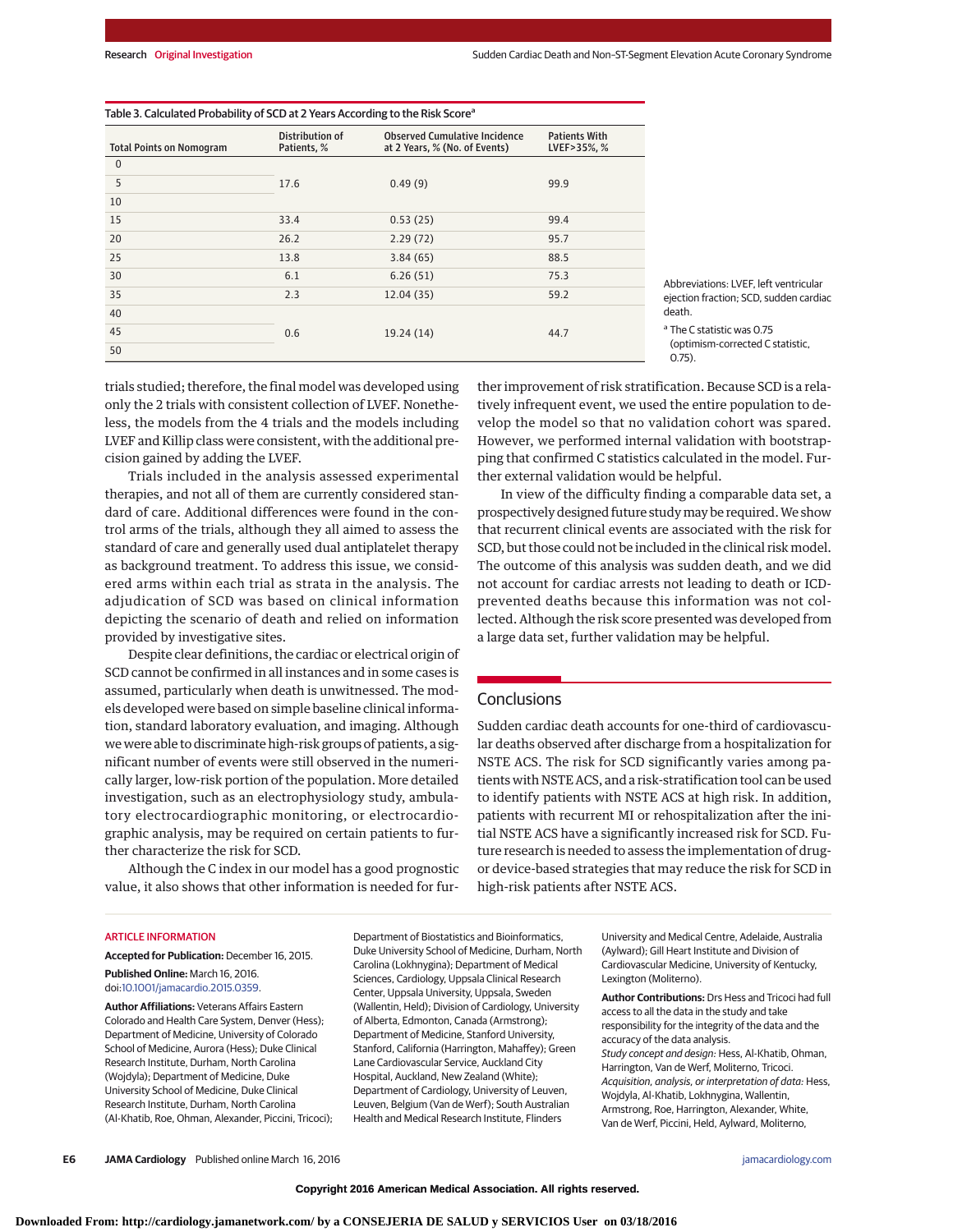Table 3. Calculated Probability of SCD at 2 Years According to the Risk Score[a]

| Total Points on Nomogram | Distribution of Patients, % | Observed Cumulative Incidence at 2 Years, % (No. of Events) | Patients With LVEF>35%, % |
|---|---|---|---|
| 0 | | | |
| 5 | 17.6 | 0.49 (9) | 99.9 |
| 10 | | | |
| 15 | 33.4 | 0.53 (25) | 99.4 |
| 20 | 26.2 | 2.29 (72) | 95.7 |
| 25 | 13.8 | 3.84 (65) | 88.5 |
| 30 | 6.1 | 6.26 (51) | 75.3 |
| 35 | 2.3 | 12.04 (35) | 59.2 |
| 40 | | | |
| 45 | 0.6 | 19.24 (14) | 44.7 |
| 50 | | | |

Abbreviations: LVEF, left ventricular ejection fraction; SCD, sudden cardiac death.

[a] The C statistic was 0.75 (optimism-corrected C statistic, 0.75).

trials studied; therefore, the final model was developed using only the 2 trials with consistent collection of LVEF. Nonetheless, the models from the 4 trials and the models including LVEF and Killip class were consistent, with the additional precision gained by adding the LVEF.

Trials included in the analysis assessed experimental therapies, and not all of them are currently considered standard of care. Additional differences were found in the control arms of the trials, although they all aimed to assess the standard of care and generally used dual antiplatelet therapy as background treatment. To address this issue, we considered arms within each trial as strata in the analysis. The adjudication of SCD was based on clinical information depicting the scenario of death and relied on information provided by investigative sites.

Despite clear definitions, the cardiac or electrical origin of SCD cannot be confirmed in all instances and in some cases is assumed, particularly when death is unwitnessed. The models developed were based on simple baseline clinical information, standard laboratory evaluation, and imaging. Although we were able to discriminate high-risk groups of patients, a significant number of events were still observed in the numerically larger, low-risk portion of the population. More detailed investigation, such as an electrophysiology study, ambulatory electrocardiographic monitoring, or electrocardiographic analysis, may be required on certain patients to further characterize the risk for SCD.

Although the C index in our model has a good prognostic value, it also shows that other information is needed for further improvement of risk stratification. Because SCD is a relatively infrequent event, we used the entire population to develop the model so that no validation cohort was spared. However, we performed internal validation with bootstrapping that confirmed C statistics calculated in the model. Further external validation would be helpful.

In view of the difficulty finding a comparable data set, a prospectively designed future study may be required. We show that recurrent clinical events are associated with the risk for SCD, but those could not be included in the clinical risk model. The outcome of this analysis was sudden death, and we did not account for cardiac arrests not leading to death or ICD-prevented deaths because this information was not collected. Although the risk score presented was developed from a large data set, further validation may be helpful.

## Conclusions

Sudden cardiac death accounts for one-third of cardiovascular deaths observed after discharge from a hospitalization for NSTE ACS. The risk for SCD significantly varies among patients with NSTE ACS, and a risk-stratification tool can be used to identify patients with NSTE ACS at high risk. In addition, patients with recurrent MI or rehospitalization after the initial NSTE ACS have a significantly increased risk for SCD. Future research is needed to assess the implementation of drug- or device-based strategies that may reduce the risk for SCD in high-risk patients after NSTE ACS.

ARTICLE INFORMATION

**Accepted for Publication:** December 16, 2015.

**Published Online:** March 16, 2016. doi:10.1001/jamacardio.2015.0359.

**Author Affiliations:** Veterans Affairs Eastern Colorado and Health Care System, Denver (Hess); Department of Medicine, University of Colorado School of Medicine, Aurora (Hess); Duke Clinical Research Institute, Durham, North Carolina (Wojdyla); Department of Medicine, Duke University School of Medicine, Duke Clinical Research Institute, Durham, North Carolina (Al-Khatib, Roe, Ohman, Alexander, Piccini, Tricoci); Department of Biostatistics and Bioinformatics, Duke University School of Medicine, Durham, North Carolina (Lokhnygina); Department of Medical Sciences, Cardiology, Uppsala Clinical Research Center, Uppsala University, Uppsala, Sweden (Wallentin, Held); Division of Cardiology, University of Alberta, Edmonton, Canada (Armstrong); Department of Medicine, Stanford University, Stanford, California (Harrington, Mahaffey); Green Lane Cardiovascular Service, Auckland City Hospital, Auckland, New Zealand (White); Department of Cardiology, University of Leuven, Leuven, Belgium (Van de Werf); South Australian Health and Medical Research Institute, Flinders University and Medical Centre, Adelaide, Australia (Aylward); Gill Heart Institute and Division of Cardiovascular Medicine, University of Kentucky, Lexington (Moliterno).

**Author Contributions:** Drs Hess and Tricoci had full access to all the data in the study and take responsibility for the integrity of the data and the accuracy of the data analysis.

*Study concept and design:* Hess, Al-Khatib, Ohman, Harrington, Van de Werf, Moliterno, Tricoci.

*Acquisition, analysis, or interpretation of data:* Hess, Wojdyla, Al-Khatib, Lokhnygina, Wallentin, Armstrong, Roe, Harrington, Alexander, White, Van de Werf, Piccini, Held, Aylward, Moliterno,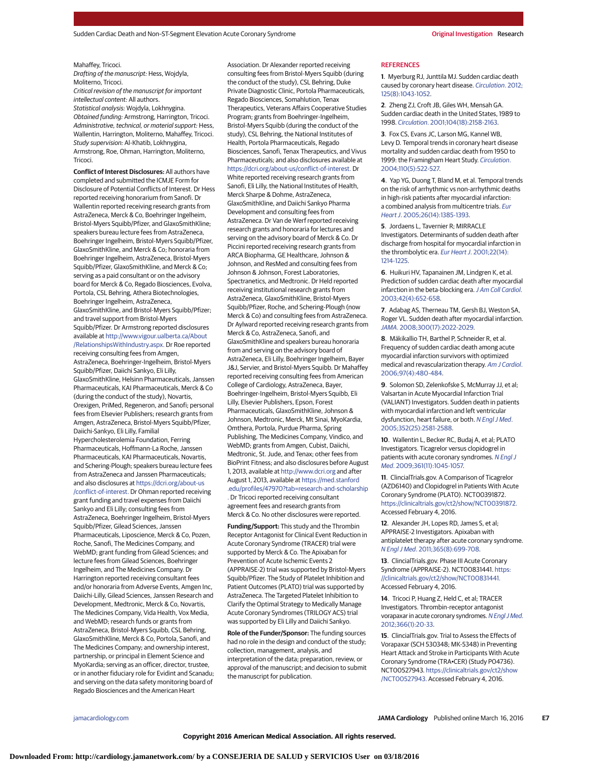Mahaffey, Tricoci.

*Drafting of the manuscript:* Hess, Wojdyla, Moliterno, Tricoci.

*Critical revision of the manuscript for important intellectual content:* All authors.

*Statistical analysis:* Wojdyla, Lokhnygina.

*Obtained funding:* Armstrong, Harrington, Tricoci.

*Administrative, technical, or material support:* Hess, Wallentin, Harrington, Moliterno, Mahaffey, Tricoci.

*Study supervision:* Al-Khatib, Lokhnygina, Armstrong, Roe, Ohman, Harrington, Moliterno, Tricoci.

**Conflict of Interest Disclosures:** All authors have completed and submitted the ICMJE Form for Disclosure of Potential Conflicts of Interest. Dr Hess reported receiving honorarium from Sanofi. Dr Wallentin reported receiving research grants from AstraZeneca, Merck & Co, Boehringer Ingelheim, Bristol-Myers Squibb/Pfizer, and GlaxoSmithKline; speakers bureau lecture fees from AstraZeneca, Boehringer Ingelheim, Bristol-Myers Squibb/Pfizer, GlaxoSmithKline, and Merck & Co; honoraria from Boehringer Ingelheim, AstraZeneca, Bristol-Myers Squibb/Pfizer, GlaxoSmithKline, and Merck & Co; serving as a paid consultant or on the advisory board for Merck & Co, Regado Biosciences, Evolva, Portola, CSL Behring, Athera Biotechnologies, Boehringer Ingelheim, AstraZeneca, GlaxoSmithKline, and Bristol-Myers Squibb/Pfizer; and travel support from Bristol-Myers Squibb/Pfizer. Dr Armstrong reported disclosures available at http://www.vigour.ualberta.ca/About/RelationshipsWithIndustry.aspx. Dr Roe reported receiving consulting fees from Amgen, AstraZeneca, Boehringer-Ingelheim, Bristol-Myers Squibb/Pfizer, Daiichi Sankyo, Eli Lilly, GlaxoSmithKline, Helsinn Pharmaceuticals, Janssen Pharmaceuticals, KAI Pharmaceuticals, Merck & Co (during the conduct of the study), Novartis, Orexigen, PriMed, Regeneron, and Sanofi; personal fees from Elsevier Publishers; research grants from Amgen, AstraZeneca, Bristol-Myers Squibb/Pfizer, Daiichi-Sankyo, Eli Lilly, Familial Hypercholesterolemia Foundation, Ferring Pharmaceuticals, Hoffmann-La Roche, Janssen Pharmaceuticals, KAI Pharmaceuticals, Novartis, and Schering-Plough; speakers bureau lecture fees from AstraZeneca and Janssen Pharmaceuticals; and also disclosures at https://dcri.org/about-us/conflict-of-interest. Dr Ohman reported receiving grant funding and travel expenses from Daiichi Sankyo and Eli Lilly; consulting fees from AstraZeneca, Boehringer Ingelheim, Bristol-Myers Squibb/Pfizer, Gilead Sciences, Janssen Pharmaceuticals, Liposcience, Merck & Co, Pozen, Roche, Sanofi, The Medicines Company, and WebMD; grant funding from Gilead Sciences; and lecture fees from Gilead Sciences, Boehringer Ingelheim, and The Medicines Company. Dr Harrington reported receiving consultant fees and/or honoraria from Adverse Events, Amgen Inc, Daiichi-Lilly, Gilead Sciences, Janssen Research and Development, Medtronic, Merck & Co, Novartis, The Medicines Company, Vida Health, Vox Media, and WebMD; research funds or grants from AstraZeneca, Bristol-Myers Squibb, CSL Behring, GlaxoSmithKline, Merck & Co, Portola, Sanofi, and The Medicines Company; and ownership interest, partnership, or principal in Element Science and MyoKardia; serving as an officer, director, trustee, or in another fiduciary role for Evidint and Scanadu; and serving on the data safety monitoring board of Regado Biosciences and the American Heart Association. Dr Alexander reported receiving consulting fees from Bristol-Myers Squibb (during the conduct of the study), CSL Behring, Duke Private Diagnostic Clinic, Portola Pharmaceuticals, Regado Biosciences, Somahlution, Tenax Therapeutics, Veterans Affairs Cooperative Studies Program; grants from Boehringer-Ingelheim, Bristol-Myers Squibb (during the conduct of the study), CSL Behring, the National Institutes of Health, Portola Pharmaceuticals, Regado Biosciences, Sanofi, Tenax Therapeutics, and Vivus Pharmaceuticals; and also disclosures available at https://dcri.org/about-us/conflict-of-interest. Dr White reported receiving research grants from Sanofi, Eli Lilly, the National Institutes of Health, Merck Sharpe & Dohme, AstraZeneca, GlaxoSmithKline, and Daiichi Sankyo Pharma Development and consulting fees from AstraZeneca. Dr Van de Werf reported receiving research grants and honoraria for lectures and serving on the advisory board of Merck & Co. Dr Piccini reported receiving research grants from ARCA Biopharma, GE Healthcare, Johnson & Johnson, and ResMed and consulting fees from Johnson & Johnson, Forest Laboratories, Spectranetics, and Medtronic. Dr Held reported receiving institutional research grants from AstraZeneca, GlaxoSmithKline, Bristol-Myers Squibb/Pfizer, Roche, and Schering-Plough (now Merck & Co) and consulting fees from AstraZeneca. Dr Aylward reported receiving research grants from Merck & Co, AstraZeneca, Sanofi, and GlaxoSmithKline and speakers bureau honoraria from and serving on the advisory board of AstraZeneca, Eli Lilly, Boehringer Ingelheim, Bayer J&J, Servier, and Bristol-Myers Squibb. Dr Mahaffey reported receiving consulting fees from American College of Cardiology, AstraZeneca, Bayer, Boehringer-Ingelheim, Bristol-Myers Squibb, Eli Lilly, Elsevier Publishers, Epson, Forest Pharmaceuticals, GlaxoSmithKline, Johnson & Johnson, Medtronic, Merck, Mt Sinai, MyoKardia, Omthera, Portola, Purdue Pharma, Spring Publishing, The Medicines Company, Vindico, and WebMD; grants from Amgen, Cubist, Daiichi, Medtronic, St. Jude, and Tenax; other fees from BioPrint Fitness; and also disclosures before August 1, 2013, available at http://www.dcri.org and after August 1, 2013, available at https://med.stanford.edu/profiles/47970?tab=research-and-scholarship. Dr Tricoci reported receiving consultant agreement fees and research grants from Merck & Co. No other disclosures were reported.

**Funding/Support:** This study and the Thrombin Receptor Antagonist for Clinical Event Reduction in Acute Coronary Syndrome (TRACER) trial were supported by Merck & Co. The Apixaban for Prevention of Acute Ischemic Events 2 (APPRAISE-2) trial was supported by Bristol-Myers Squibb/Pfizer. The Study of Platelet Inhibition and Patient Outcomes (PLATO) trial was supported by AstraZeneca. The Targeted Platelet Inhibition to Clarify the Optimal Strategy to Medically Manage Acute Coronary Syndromes (TRILOGY ACS) trial was supported by Eli Lilly and Daiichi Sankyo.

**Role of the Funder/Sponsor:** The funding sources had no role in the design and conduct of the study; collection, management, analysis, and interpretation of the data; preparation, review, or approval of the manuscript; and decision to submit the manuscript for publication.

## REFERENCES

1. Myerburg RJ, Junttila MJ. Sudden cardiac death caused by coronary heart disease. *Circulation*. 2012;125(8):1043-1052.

2. Zheng ZJ, Croft JB, Giles WH, Mensah GA. Sudden cardiac death in the United States, 1989 to 1998. *Circulation*. 2001;104(18):2158-2163.

3. Fox CS, Evans JC, Larson MG, Kannel WB, Levy D. Temporal trends in coronary heart disease mortality and sudden cardiac death from 1950 to 1999: the Framingham Heart Study. *Circulation*. 2004;110(5):522-527.

4. Yap YG, Duong T, Bland M, et al. Temporal trends on the risk of arrhythmic vs non-arrhythmic deaths in high-risk patients after myocardial infarction: a combined analysis from multicentre trials. *Eur Heart J*. 2005;26(14):1385-1393.

5. Jordaens L, Tavernier R; MIRRACLE Investigators. Determinants of sudden death after discharge from hospital for myocardial infarction in the thrombolytic era. *Eur Heart J*. 2001;22(14):1214-1225.

6. Huikuri HV, Tapanainen JM, Lindgren K, et al. Prediction of sudden cardiac death after myocardial infarction in the beta-blocking era. *J Am Coll Cardiol*. 2003;42(4):652-658.

7. Adabag AS, Therneau TM, Gersh BJ, Weston SA, Roger VL. Sudden death after myocardial infarction. *JAMA*. 2008;300(17):2022-2029.

8. Mäkikallio TH, Barthel P, Schneider R, et al. Frequency of sudden cardiac death among acute myocardial infarction survivors with optimized medical and revascularization therapy. *Am J Cardiol*. 2006;97(4):480-484.

9. Solomon SD, Zelenkofske S, McMurray JJ, et al; Valsartan in Acute Myocardial Infarction Trial (VALIANT) Investigators. Sudden death in patients with myocardial infarction and left ventricular dysfunction, heart failure, or both. *N Engl J Med*. 2005;352(25):2581-2588.

10. Wallentin L, Becker RC, Budaj A, et al; PLATO Investigators. Ticagrelor versus clopidogrel in patients with acute coronary syndromes. *N Engl J Med*. 2009;361(11):1045-1057.

11. ClincialTrials.gov. A Comparison of Ticagrelor (AZD6140) and Clopidogrel in Patients With Acute Coronary Syndrome (PLATO). NCT00391872. https://clinicaltrials.gov/ct2/show/NCT00391872. Accessed February 4, 2016.

12. Alexander JH, Lopes RD, James S, et al; APPRAISE-2 Investigators. Apixaban with antiplatelet therapy after acute coronary syndrome. *N Engl J Med*. 2011;365(8):699-708.

13. ClincialTrials.gov. Phase III Acute Coronary Syndrome (APPRAISE-2). NCT00831441. https://clinicaltrials.gov/ct2/show/NCT00831441. Accessed February 4, 2016.

14. Tricoci P, Huang Z, Held C, et al; TRACER Investigators. Thrombin-receptor antagonist vorapaxar in acute coronary syndromes. *N Engl J Med*. 2012;366(1):20-33.

15. ClincialTrials.gov. Trial to Assess the Effects of Vorapaxar (SCH 530348; MK-5348) in Preventing Heart Attack and Stroke in Participants With Acute Coronary Syndrome (TRA•CER) (Study P04736). NCT00527943. https://clinicaltrials.gov/ct2/show/NCT00527943. Accessed February 4, 2016.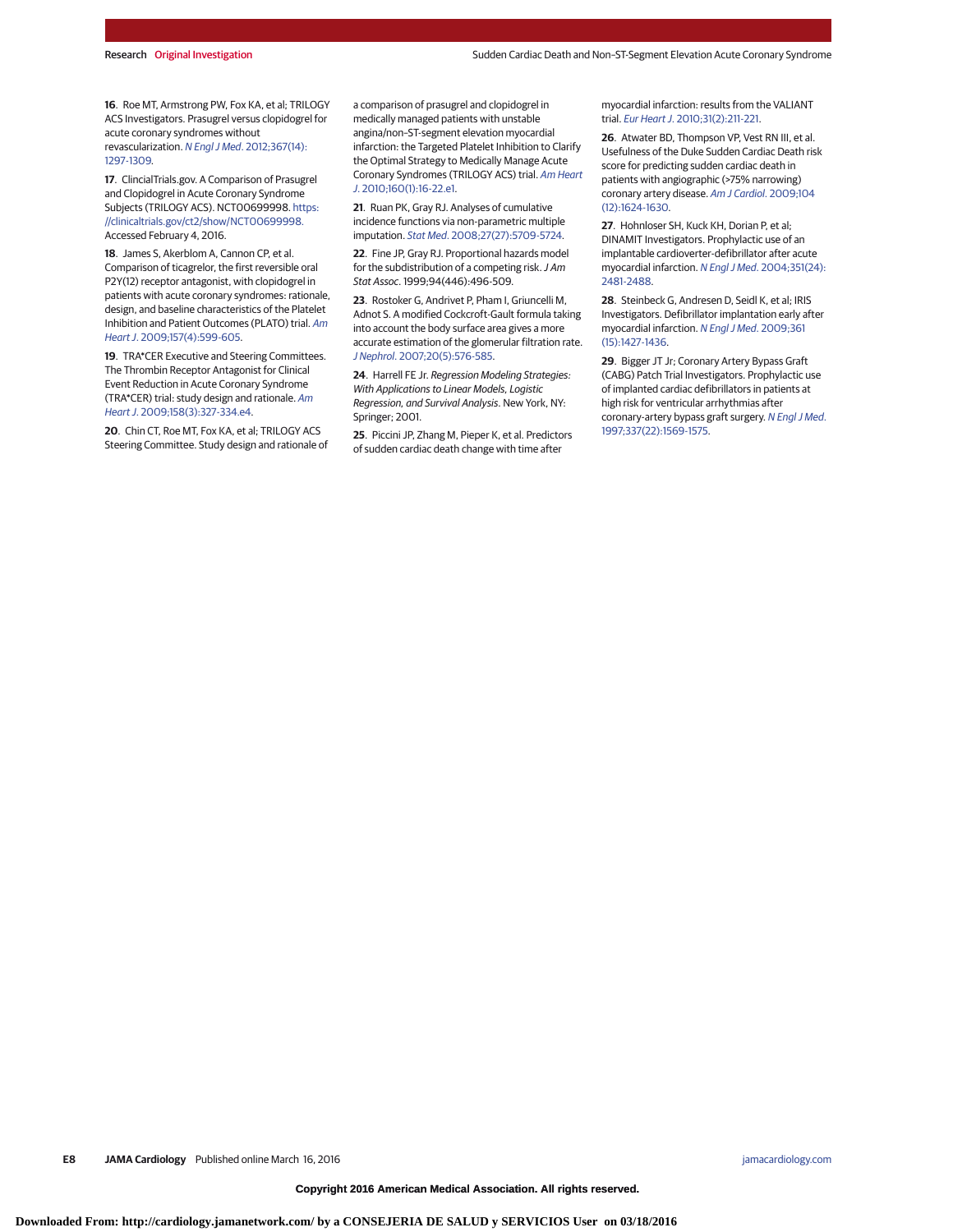16. Roe MT, Armstrong PW, Fox KA, et al; TRILOGY ACS Investigators. Prasugrel versus clopidogrel for acute coronary syndromes without revascularization. *N Engl J Med*. 2012;367(14):1297-1309.

17. ClincialTrials.gov. A Comparison of Prasugrel and Clopidogrel in Acute Coronary Syndrome Subjects (TRILOGY ACS). NCT00699998. https://clinicaltrials.gov/ct2/show/NCT00699998. Accessed February 4, 2016.

18. James S, Akerblom A, Cannon CP, et al. Comparison of ticagrelor, the first reversible oral P2Y(12) receptor antagonist, with clopidogrel in patients with acute coronary syndromes: rationale, design, and baseline characteristics of the PLATelet inhibition and patient Outcomes (PLATO) trial. *Am Heart J*. 2009;157(4):599-605.

19. TRA*CER Executive and Steering Committees. The Thrombin Receptor Antagonist for Clinical Event Reduction in Acute Coronary Syndrome (TRA*CER) trial: study design and rationale. *Am Heart J*. 2009;158(3):327-334.e4.

20. Chin CT, Roe MT, Fox KA, et al; TRILOGY ACS Steering Committee. Study design and rationale of a comparison of prasugrel and clopidogrel in medically managed patients with unstable angina/non–ST-segment elevation myocardial infarction: the Targeted Platelet Inhibition to Clarify the Optimal Strategy to Medically Manage Acute Coronary Syndromes (TRILOGY ACS) trial. *Am Heart J*. 2010;160(1):16-22.e1.

21. Ruan PK, Gray RJ. Analyses of cumulative incidence functions via non-parametric multiple imputation. *Stat Med*. 2008;27(27):5709-5724.

22. Fine JP, Gray RJ. Proportional hazards model for the subdistribution of a competing risk. *J Am Stat Assoc*. 1999;94(446):496-509.

23. Rostoker G, Andrivet P, Pham I, Griuncelli M, Adnot S. A modified Cockcroft-Gault formula taking into account the body surface area gives a more accurate estimation of the glomerular filtration rate. *J Nephrol*. 2007;20(5):576-585.

24. Harrell FE Jr. *Regression Modeling Strategies: With Applications to Linear Models, Logistic Regression, and Survival Analysis*. New York, NY: Springer; 2001.

25. Piccini JP, Zhang M, Pieper K, et al. Predictors of sudden cardiac death change with time after myocardial infarction: results from the VALIANT trial. *Eur Heart J*. 2010;31(2):211-221.

26. Atwater BD, Thompson VP, Vest RN III, et al. Usefulness of the Duke Sudden Cardiac Death risk score for predicting sudden cardiac death in patients with angiographic (>75% narrowing) coronary artery disease. *Am J Cardiol*. 2009;104(12):1624-1630.

27. Hohnloser SH, Kuck KH, Dorian P, et al; DINAMIT Investigators. Prophylactic use of an implantable cardioverter-defibrillator after acute myocardial infarction. *N Engl J Med*. 2004;351(24):2481-2488.

28. Steinbeck G, Andresen D, Seidl K, et al; IRIS Investigators. Defibrillator implantation early after myocardial infarction. *N Engl J Med*. 2009;361(15):1427-1436.

29. Bigger JT Jr; Coronary Artery Bypass Graft (CABG) Patch Trial Investigators. Prophylactic use of implanted cardiac defibrillators in patients at high risk for ventricular arrhythmias after coronary-artery bypass graft surgery. *N Engl J Med*. 1997;337(22):1569-1575.